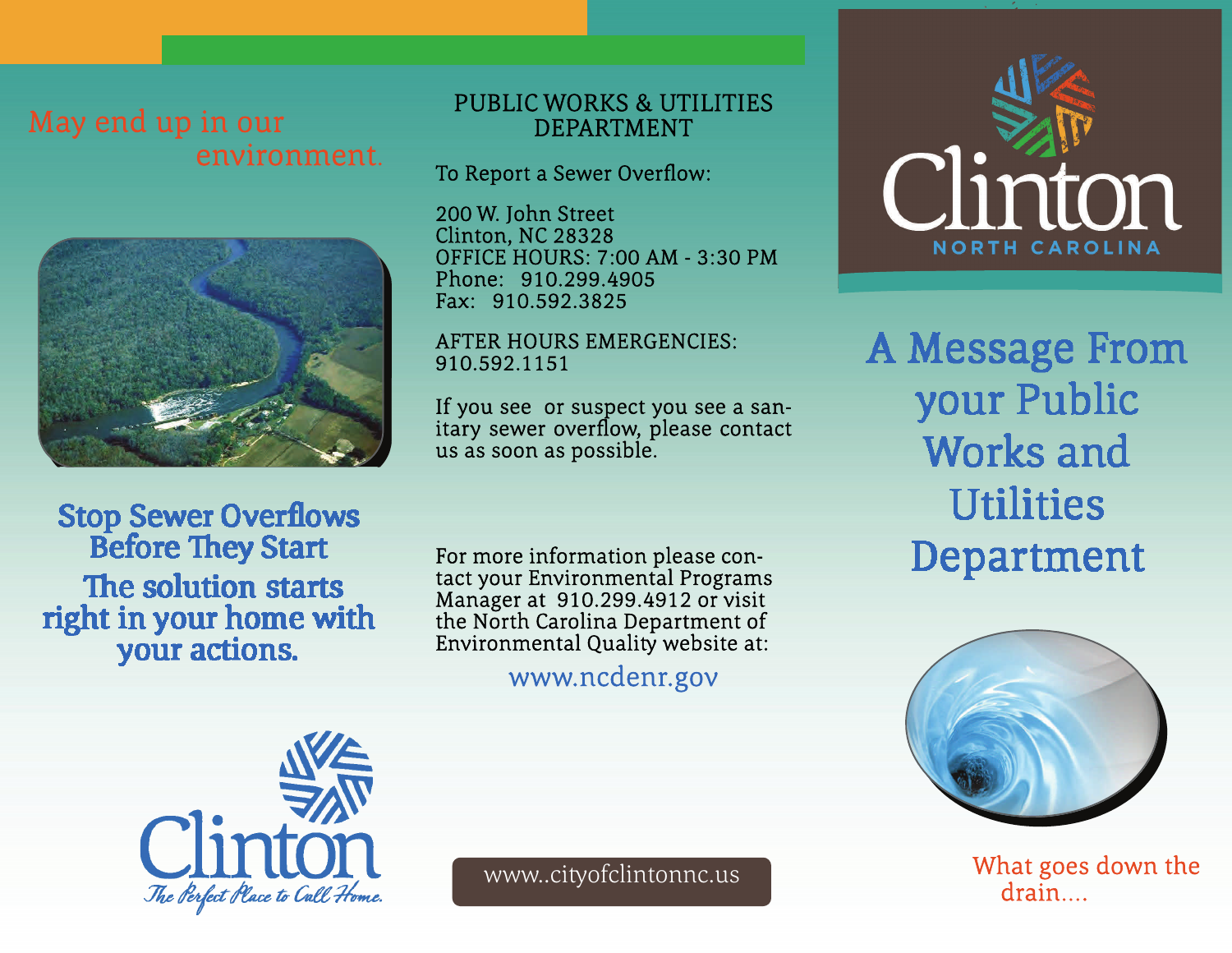May end up in our environment.

**Stop Sewer Overflows Before They Start**

**The solution starts right in your home with your actions.**

Clinton

*The Perfect Place to Call Home.*

## PUBLIC WORKS & UTILITIES DEPARTMENT

To Report a Sewer Overflow:

200 W. John Street
Clinton, NC 28328
OFFICE HOURS: 7:00 AM - 3:30 PM
Phone: 910.299.4905
Fax: 910.592.3825

AFTER HOURS EMERGENCIES:
910.592.1151

If you see or suspect you see a sanitary sewer overflow, please contact us as soon as possible.

For more information please contact your Environmental Programs Manager at 910.299.4912 or visit the North Carolina Department of Environmental Quality website at:

www.ncdenr.gov

www..cityofclintonnc.us

Clinton
NORTH CAROLINA

# A Message From your Public Works and Utilities Department

What goes down the drain....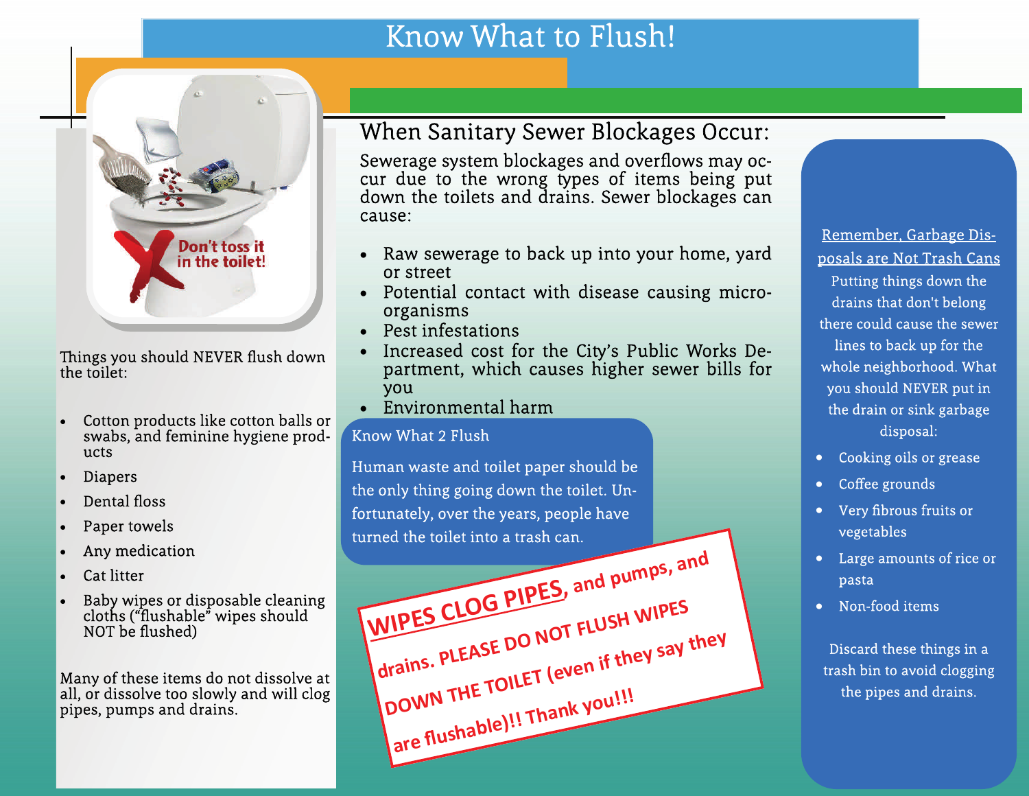# Know What to Flush!

Don't toss it in the toilet!

Things you should NEVER flush down the toilet:

- Cotton products like cotton balls or swabs, and feminine hygiene products
- Diapers
- Dental floss
- Paper towels
- Any medication
- Cat litter
- Baby wipes or disposable cleaning cloths ("flushable" wipes should NOT be flushed)

Many of these items do not dissolve at all, or dissolve too slowly and will clog pipes, pumps and drains.

## When Sanitary Sewer Blockages Occur:

Sewerage system blockages and overflows may occur due to the wrong types of items being put down the toilets and drains. Sewer blockages can cause:

- Raw sewerage to back up into your home, yard or street
- Potential contact with disease causing microorganisms
- Pest infestations
- Increased cost for the City's Public Works Department, which causes higher sewer bills for you
- Environmental harm

### Know What 2 Flush

Human waste and toilet paper should be the only thing going down the toilet. Unfortunately, over the years, people have turned the toilet into a trash can.

**WIPES CLOG PIPES, and pumps, and drains. PLEASE DO NOT FLUSH WIPES DOWN THE TOILET (even if they say they are flushable)!! Thank you!!!**

### Remember, Garbage Disposals are Not Trash Cans

Putting things down the drains that don't belong there could cause the sewer lines to back up for the whole neighborhood. What you should NEVER put in the drain or sink garbage disposal:

- Cooking oils or grease
- Coffee grounds
- Very fibrous fruits or vegetables
- Large amounts of rice or pasta
- Non-food items

Discard these things in a trash bin to avoid clogging the pipes and drains.